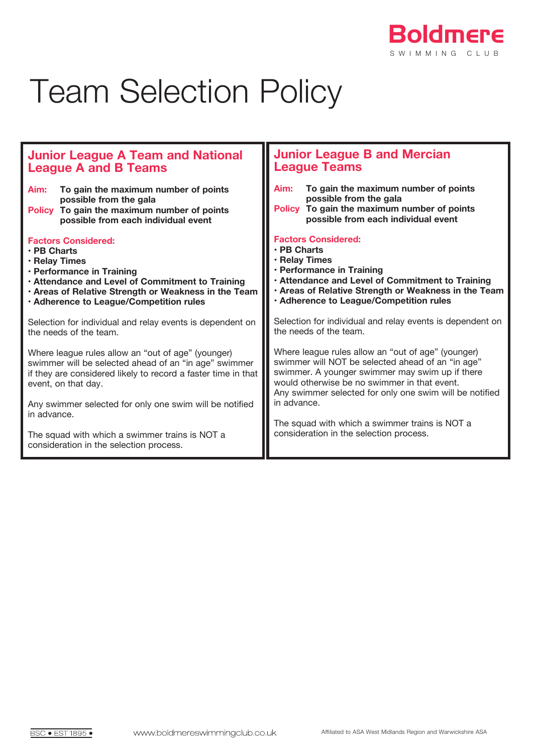Boldmere
SWIMMING CLUB

# Team Selection Policy

## Junior League A Team and National League A and B Teams

**Aim:** **To gain the maximum number of points possible from the gala**

**Policy** **To gain the maximum number of points possible from each individual event**

**Factors Considered:**

- **PB Charts**
- **Relay Times**
- **Performance in Training**
- **Attendance and Level of Commitment to Training**
- **Areas of Relative Strength or Weakness in the Team**
- **Adherence to League/Competition rules**

Selection for individual and relay events is dependent on the needs of the team.

Where league rules allow an “out of age” (younger) swimmer will be selected ahead of an “in age” swimmer if they are considered likely to record a faster time in that event, on that day.

Any swimmer selected for only one swim will be notified in advance.

The squad with which a swimmer trains is NOT a consideration in the selection process.

## Junior League B and Mercian League Teams

**Aim:** **To gain the maximum number of points possible from the gala**

**Policy** **To gain the maximum number of points possible from each individual event**

**Factors Considered:**

- **PB Charts**
- **Relay Times**
- **Performance in Training**
- **Attendance and Level of Commitment to Training**
- **Areas of Relative Strength or Weakness in the Team**
- **Adherence to League/Competition rules**

Selection for individual and relay events is dependent on the needs of the team.

Where league rules allow an “out of age” (younger) swimmer will NOT be selected ahead of an “in age” swimmer. A younger swimmer may swim up if there would otherwise be no swimmer in that event.
Any swimmer selected for only one swim will be notified in advance.

The squad with which a swimmer trains is NOT a consideration in the selection process.

BSC • EST 1895 • www.boldmereswimmingclub.co.uk Affiliated to ASA West Midlands Region and Warwickshire ASA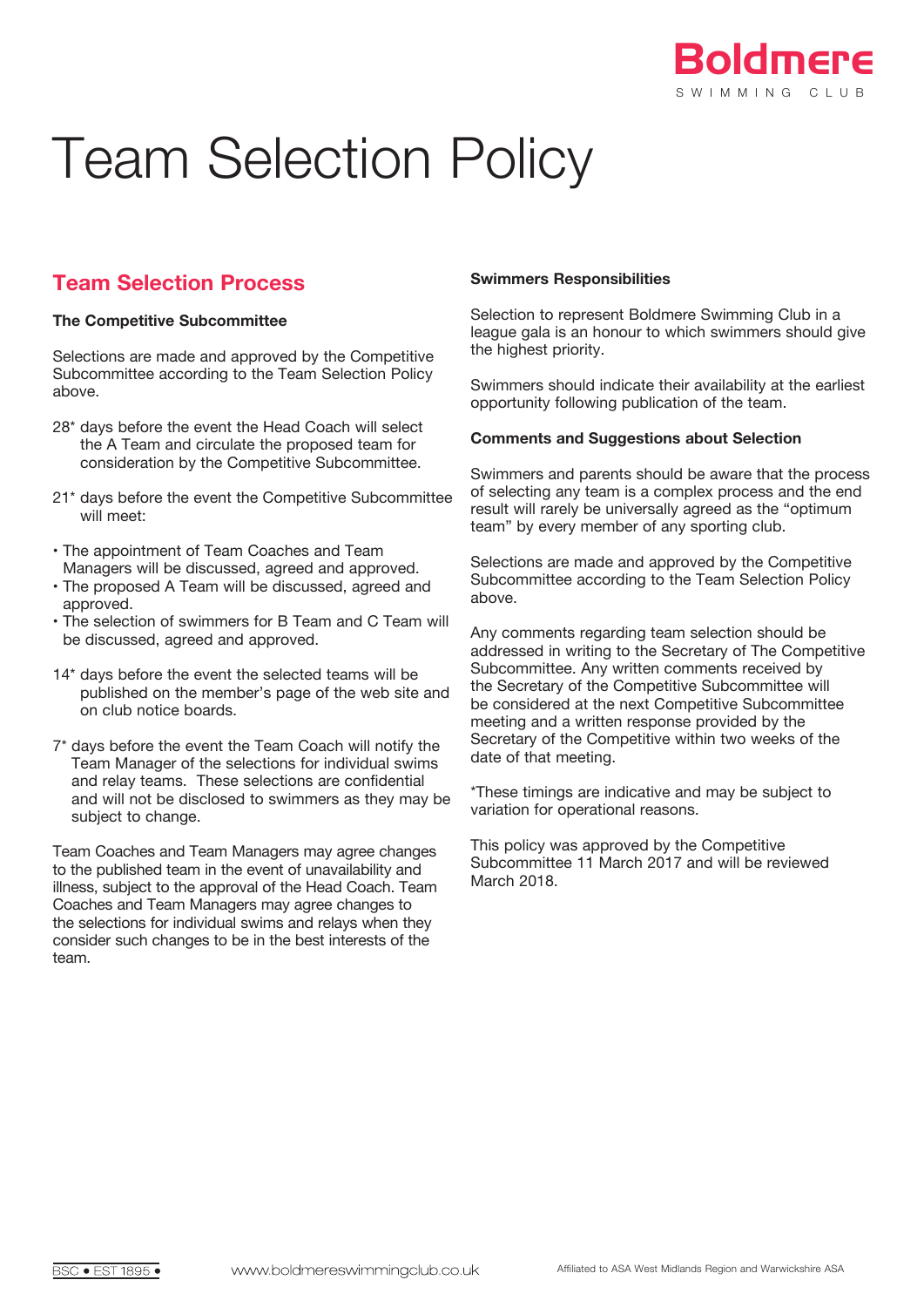# Team Selection Policy

## Team Selection Process

**The Competitive Subcommittee**

Selections are made and approved by the Competitive Subcommittee according to the Team Selection Policy above.

28* days before the event the Head Coach will select the A Team and circulate the proposed team for consideration by the Competitive Subcommittee.

21* days before the event the Competitive Subcommittee will meet:

- The appointment of Team Coaches and Team Managers will be discussed, agreed and approved.
- The proposed A Team will be discussed, agreed and approved.
- The selection of swimmers for B Team and C Team will be discussed, agreed and approved.

14* days before the event the selected teams will be published on the member's page of the web site and on club notice boards.

7* days before the event the Team Coach will notify the Team Manager of the selections for individual swims and relay teams. These selections are confidential and will not be disclosed to swimmers as they may be subject to change.

Team Coaches and Team Managers may agree changes to the published team in the event of unavailability and illness, subject to the approval of the Head Coach. Team Coaches and Team Managers may agree changes to the selections for individual swims and relays when they consider such changes to be in the best interests of the team.

**Swimmers Responsibilities**

Selection to represent Boldmere Swimming Club in a league gala is an honour to which swimmers should give the highest priority.

Swimmers should indicate their availability at the earliest opportunity following publication of the team.

**Comments and Suggestions about Selection**

Swimmers and parents should be aware that the process of selecting any team is a complex process and the end result will rarely be universally agreed as the "optimum team" by every member of any sporting club.

Selections are made and approved by the Competitive Subcommittee according to the Team Selection Policy above.

Any comments regarding team selection should be addressed in writing to the Secretary of The Competitive Subcommittee. Any written comments received by the Secretary of the Competitive Subcommittee will be considered at the next Competitive Subcommittee meeting and a written response provided by the Secretary of the Competitive within two weeks of the date of that meeting.

*These timings are indicative and may be subject to variation for operational reasons.

This policy was approved by the Competitive Subcommittee 11 March 2017 and will be reviewed March 2018.